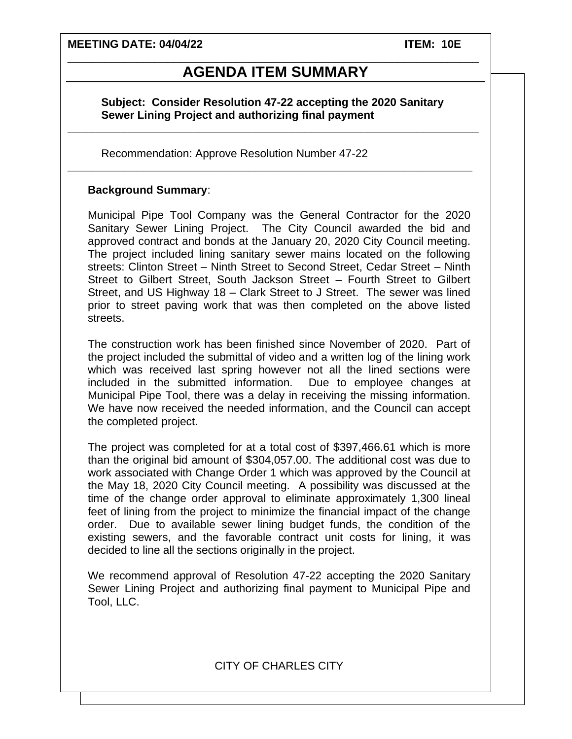**MEETING DATE: 04/04/22** **ITEM: 10E**

# AGENDA ITEM SUMMARY

**Subject: Consider Resolution 47-22 accepting the 2020 Sanitary Sewer Lining Project and authorizing final payment**

Recommendation: Approve Resolution Number 47-22

**Background Summary**:

Municipal Pipe Tool Company was the General Contractor for the 2020 Sanitary Sewer Lining Project. The City Council awarded the bid and approved contract and bonds at the January 20, 2020 City Council meeting. The project included lining sanitary sewer mains located on the following streets: Clinton Street – Ninth Street to Second Street, Cedar Street – Ninth Street to Gilbert Street, South Jackson Street – Fourth Street to Gilbert Street, and US Highway 18 – Clark Street to J Street. The sewer was lined prior to street paving work that was then completed on the above listed streets.

The construction work has been finished since November of 2020. Part of the project included the submittal of video and a written log of the lining work which was received last spring however not all the lined sections were included in the submitted information. Due to employee changes at Municipal Pipe Tool, there was a delay in receiving the missing information. We have now received the needed information, and the Council can accept the completed project.

The project was completed for at a total cost of $397,466.61 which is more than the original bid amount of $304,057.00. The additional cost was due to work associated with Change Order 1 which was approved by the Council at the May 18, 2020 City Council meeting. A possibility was discussed at the time of the change order approval to eliminate approximately 1,300 lineal feet of lining from the project to minimize the financial impact of the change order. Due to available sewer lining budget funds, the condition of the existing sewers, and the favorable contract unit costs for lining, it was decided to line all the sections originally in the project.

We recommend approval of Resolution 47-22 accepting the 2020 Sanitary Sewer Lining Project and authorizing final payment to Municipal Pipe and Tool, LLC.

CITY OF CHARLES CITY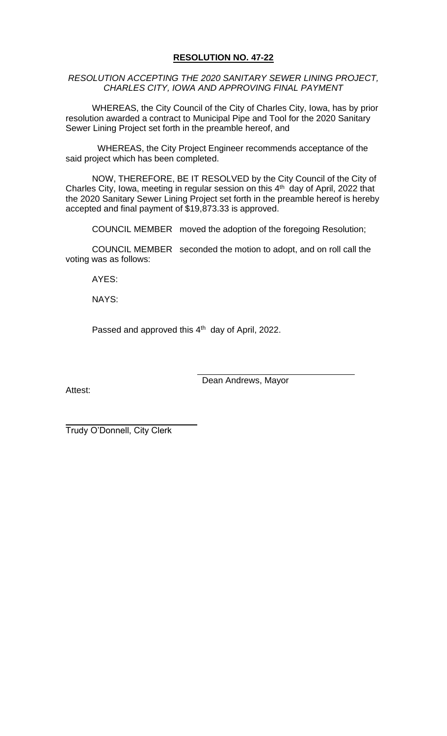**RESOLUTION NO. 47-22**

*RESOLUTION ACCEPTING THE 2020 SANITARY SEWER LINING PROJECT, CHARLES CITY, IOWA AND APPROVING FINAL PAYMENT*

WHEREAS, the City Council of the City of Charles City, Iowa, has by prior resolution awarded a contract to Municipal Pipe and Tool for the 2020 Sanitary Sewer Lining Project set forth in the preamble hereof, and

WHEREAS, the City Project Engineer recommends acceptance of the said project which has been completed.

NOW, THEREFORE, BE IT RESOLVED by the City Council of the City of Charles City, Iowa, meeting in regular session on this 4th day of April, 2022 that the 2020 Sanitary Sewer Lining Project set forth in the preamble hereof is hereby accepted and final payment of $19,873.33 is approved.

COUNCIL MEMBER moved the adoption of the foregoing Resolution;

COUNCIL MEMBER seconded the motion to adopt, and on roll call the voting was as follows:

AYES:

NAYS:

Passed and approved this 4th day of April, 2022.

Dean Andrews, Mayor

Attest:

Trudy O'Donnell, City Clerk